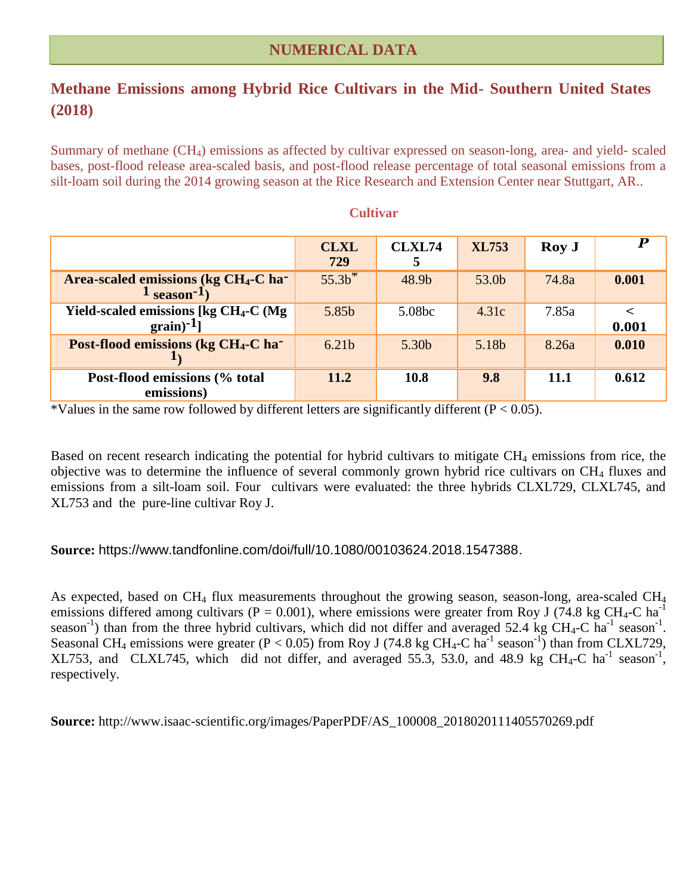## NUMERICAL DATA

# Methane Emissions among Hybrid Rice Cultivars in the Mid- Southern United States (2018)

Summary of methane ($CH_4$) emissions as affected by cultivar expressed on season-long, area- and yield- scaled bases, post-flood release area-scaled basis, and post-flood release percentage of total seasonal emissions from a silt-loam soil during the 2014 growing season at the Rice Research and Extension Center near Stuttgart, AR..

| | Cultivar | | | | |
|---|---|---|---|---|---|
| | **CLXL 729** | **CLXL745** | **XL753** | **Roy J** | ***P*** |
| **Area-scaled emissions (kg $CH_4$-C $ha^{-1}$ $season^{-1}$)** | 55.3b* | 48.9b | 53.0b | 74.8a | **0.001** |
| **Yield-scaled emissions [kg $CH_4$-C (Mg grain)$^{-1}$]** | 5.85b | 5.08bc | 4.31c | 7.85a | **< 0.001** |
| **Post-flood emissions (kg $CH_4$-C $ha^{-1}$)** | 6.21b | 5.30b | 5.18b | 8.26a | **0.010** |
| **Post-flood emissions (% total emissions)** | **11.2** | **10.8** | **9.8** | **11.1** | **0.612** |

*Values in the same row followed by different letters are significantly different ($P < 0.05$).

Based on recent research indicating the potential for hybrid cultivars to mitigate $CH_4$ emissions from rice, the objective was to determine the influence of several commonly grown hybrid rice cultivars on $CH_4$ fluxes and emissions from a silt-loam soil. Four cultivars were evaluated: the three hybrids CLXL729, CLXL745, and XL753 and the pure-line cultivar Roy J.

**Source:** https://www.tandfonline.com/doi/full/10.1080/00103624.2018.1547388.

As expected, based on $CH_4$ flux measurements throughout the growing season, season-long, area-scaled $CH_4$ emissions differed among cultivars ($P = 0.001$), where emissions were greater from Roy J (74.8 kg $CH_4$-C $ha^{-1}$ $season^{-1}$) than from the three hybrid cultivars, which did not differ and averaged 52.4 kg $CH_4$-C $ha^{-1}$ $season^{-1}$. Seasonal $CH_4$ emissions were greater ($P < 0.05$) from Roy J (74.8 kg $CH_4$-C $ha^{-1}$ $season^{-1}$) than from CLXL729, XL753, and CLXL745, which did not differ, and averaged 55.3, 53.0, and 48.9 kg $CH_4$-C $ha^{-1}$ $season^{-1}$, respectively.

**Source:** http://www.isaac-scientific.org/images/PaperPDF/AS_100008_2018020111405570269.pdf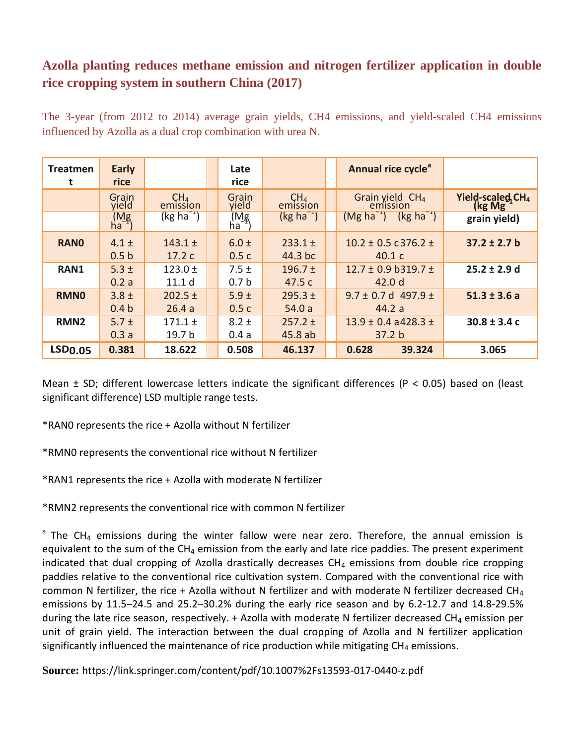# Azolla planting reduces methane emission and nitrogen fertilizer application in double rice cropping system in southern China (2017)

The 3-year (from 2012 to 2014) average grain yields, CH4 emissions, and yield-scaled CH4 emissions influenced by Azolla as a dual crop combination with urea N.

| Treatment | Early rice | | Late rice | | Annual rice cycle[a] | | |
|---|---|---|---|---|---|---|---|
| | Grain yield (Mg $ha^{-1}$) | $CH_4$ emission (kg $ha^{-1}$) | Grain yield (Mg $ha^{-1}$) | $CH_4$ emission (kg $ha^{-1}$) | Grain yield (Mg $ha^{-1}$) | $CH_4$ emission (kg $ha^{-1}$) | **Yield-scaled $CH_4$ (kg $Mg^{-1}$ grain yield)** |
| **RAN0** | 4.1 ± 0.5 b | 143.1 ± 17.2 c | 6.0 ± 0.5 c | 233.1 ± 44.3 bc | 10.2 ± 0.5 c | 376.2 ± 40.1 c | **37.2 ± 2.7 b** |
| **RAN1** | 5.3 ± 0.2 a | 123.0 ± 11.1 d | 7.5 ± 0.7 b | 196.7 ± 47.5 c | 12.7 ± 0.9 b | 319.7 ± 42.0 d | **25.2 ± 2.9 d** |
| **RMN0** | 3.8 ± 0.4 b | 202.5 ± 26.4 a | 5.9 ± 0.5 c | 295.3 ± 54.0 a | 9.7 ± 0.7 d | 497.9 ± 44.2 a | **51.3 ± 3.6 a** |
| **RMN2** | 5.7 ± 0.3 a | 171.1 ± 19.7 b | 8.2 ± 0.4 a | 257.2 ± 45.8 ab | 13.9 ± 0.4 a | 428.3 ± 37.2 b | **30.8 ± 3.4 c** |
| **$LSD_{0.05}$** | **0.381** | **18.622** | **0.508** | **46.137** | **0.628** | **39.324** | **3.065** |

Mean ± SD; different lowercase letters indicate the significant differences ($P < 0.05$) based on (least significant difference) LSD multiple range tests.

*RAN0 represents the rice + Azolla without N fertilizer

*RMN0 represents the conventional rice without N fertilizer

*RAN1 represents the rice + Azolla with moderate N fertilizer

*RMN2 represents the conventional rice with common N fertilizer

[a] The $CH_4$ emissions during the winter fallow were near zero. Therefore, the annual emission is equivalent to the sum of the $CH_4$ emission from the early and late rice paddies. The present experiment indicated that dual cropping of Azolla drastically decreases $CH_4$ emissions from double rice cropping paddies relative to the conventional rice cultivation system. Compared with the conventional rice with common N fertilizer, the rice + Azolla without N fertilizer and with moderate N fertilizer decreased $CH_4$ emissions by 11.5–24.5 and 25.2–30.2% during the early rice season and by 6.2-12.7 and 14.8-29.5% during the late rice season, respectively. + Azolla with moderate N fertilizer decreased $CH_4$ emission per unit of grain yield. The interaction between the dual cropping of Azolla and N fertilizer application significantly influenced the maintenance of rice production while mitigating $CH_4$ emissions.

**Source:** https://link.springer.com/content/pdf/10.1007%2Fs13593-017-0440-z.pdf